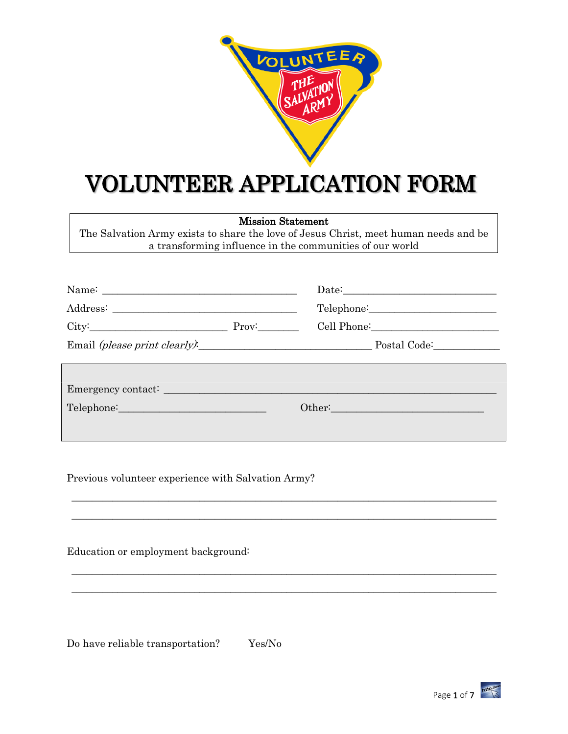# VOLUNTEER APPLICATION FORM

**Mission Statement**
The Salvation Army exists to share the love of Jesus Christ, meet human needs and be a transforming influence in the communities of our world

Name: ____________________________________ Date:____________________________

Address: __________________________________ Telephone:_______________________

City:_________________________ Prov:_______ Cell Phone:_______________________

Email *(please print clearly)*:_______________________________ Postal Code:___________

Emergency contact: ____________________________________________________________

Telephone:___________________________ Other:____________________________

Previous volunteer experience with Salvation Army?

______________________________________________________________________________

______________________________________________________________________________

Education or employment background:

______________________________________________________________________________

______________________________________________________________________________

Do have reliable transportation? Yes/No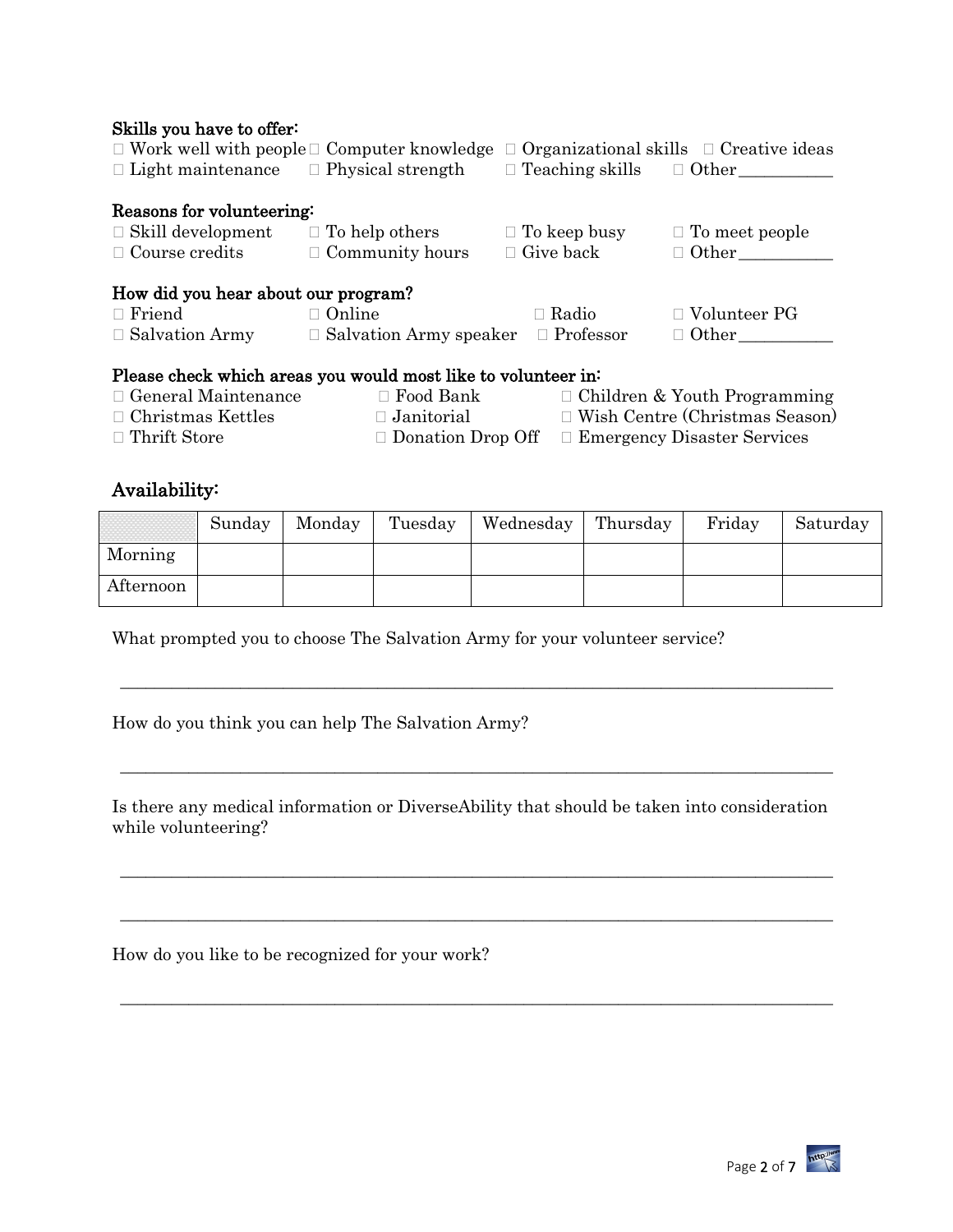**Skills you have to offer:**

☐ Work well with people ☐ Computer knowledge ☐ Organizational skills ☐ Creative ideas
☐ Light maintenance ☐ Physical strength ☐ Teaching skills ☐ Other___________

**Reasons for volunteering:**

☐ Skill development ☐ To help others ☐ To keep busy ☐ To meet people
☐ Course credits ☐ Community hours ☐ Give back ☐ Other___________

**How did you hear about our program?**

☐ Friend ☐ Online ☐ Radio ☐ Volunteer PG
☐ Salvation Army ☐ Salvation Army speaker ☐ Professor ☐ Other___________

**Please check which areas you would most like to volunteer in:**

☐ General Maintenance ☐ Food Bank ☐ Children & Youth Programming
☐ Christmas Kettles ☐ Janitorial ☐ Wish Centre (Christmas Season)
☐ Thrift Store ☐ Donation Drop Off ☐ Emergency Disaster Services

## Availability:

| | Sunday | Monday | Tuesday | Wednesday | Thursday | Friday | Saturday |
|---|---|---|---|---|---|---|---|
| Morning | | | | | | | |
| Afternoon | | | | | | | |

What prompted you to choose The Salvation Army for your volunteer service?

_______________________________________________________________________________

How do you think you can help The Salvation Army?

_______________________________________________________________________________

Is there any medical information or DiverseAbility that should be taken into consideration while volunteering?

_______________________________________________________________________________

_______________________________________________________________________________

How do you like to be recognized for your work?

_______________________________________________________________________________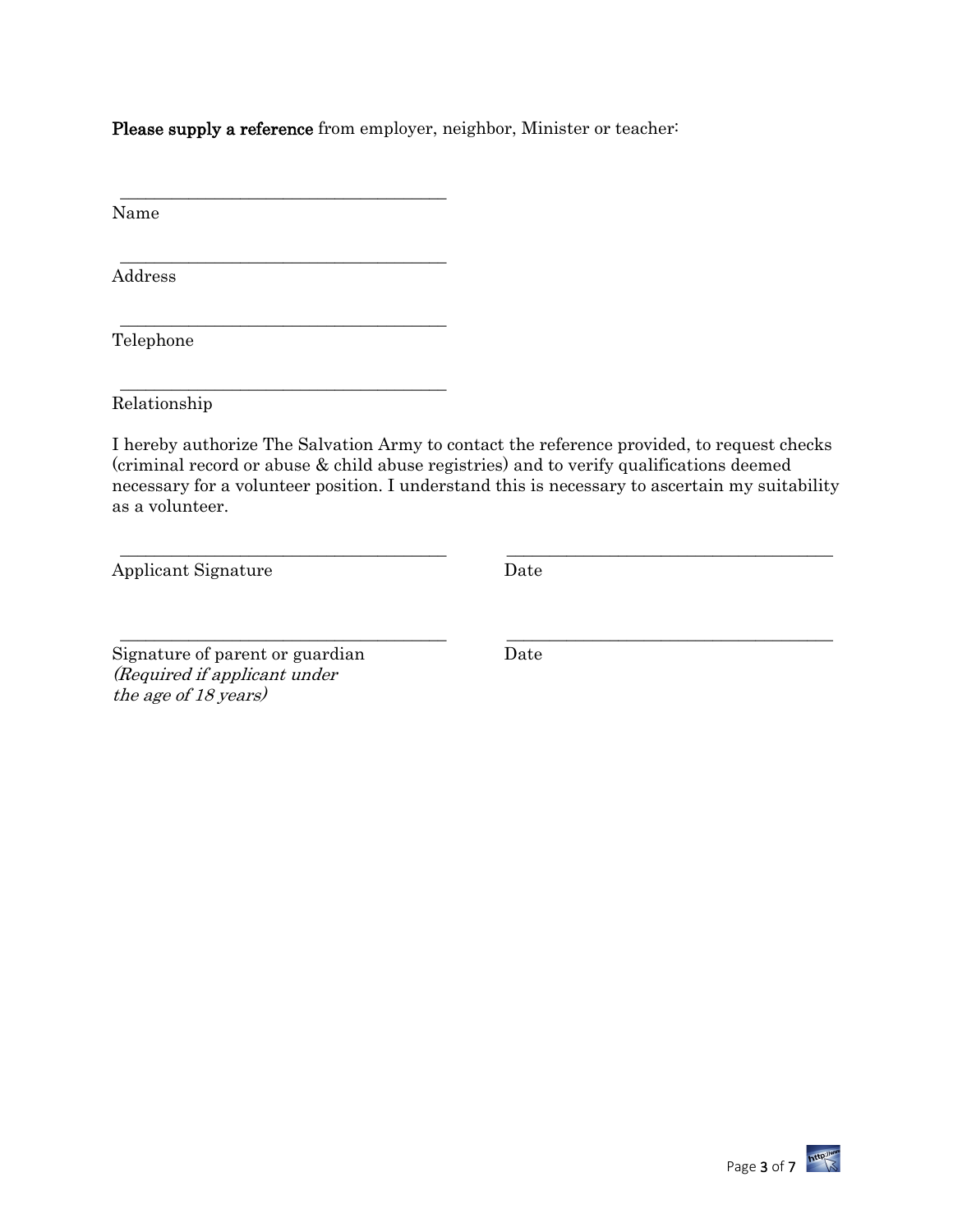**Please supply a reference** from employer, neighbor, Minister or teacher:

______________________________________
Name

______________________________________
Address

______________________________________
Telephone

______________________________________
Relationship

I hereby authorize The Salvation Army to contact the reference provided, to request checks (criminal record or abuse & child abuse registries) and to verify qualifications deemed necessary for a volunteer position. I understand this is necessary to ascertain my suitability as a volunteer.

______________________________________ ______________________________________
Applicant Signature Date

______________________________________ ______________________________________
Signature of parent or guardian Date
*(Required if applicant under the age of 18 years)*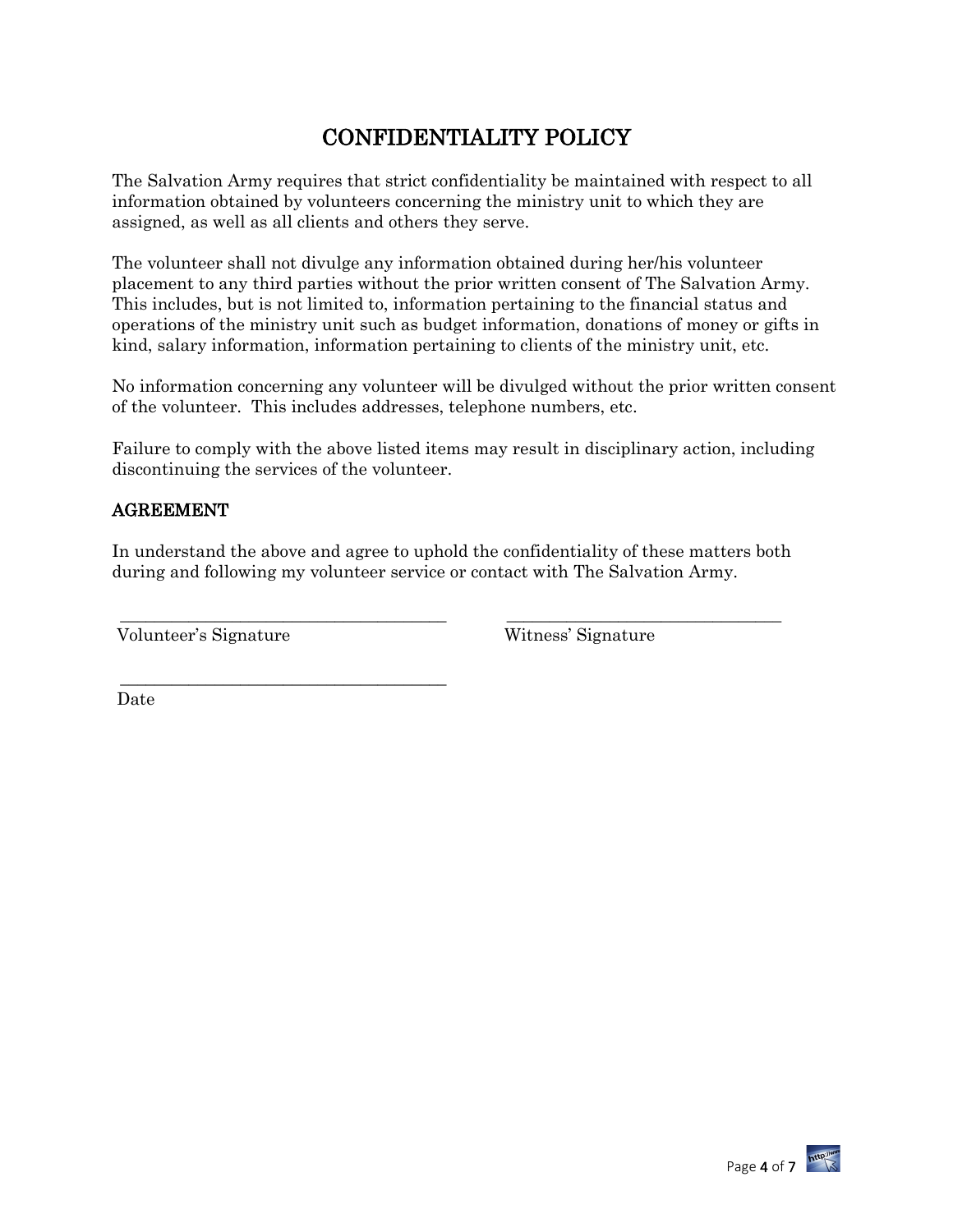# CONFIDENTIALITY POLICY

The Salvation Army requires that strict confidentiality be maintained with respect to all information obtained by volunteers concerning the ministry unit to which they are assigned, as well as all clients and others they serve.

The volunteer shall not divulge any information obtained during her/his volunteer placement to any third parties without the prior written consent of The Salvation Army. This includes, but is not limited to, information pertaining to the financial status and operations of the ministry unit such as budget information, donations of money or gifts in kind, salary information, information pertaining to clients of the ministry unit, etc.

No information concerning any volunteer will be divulged without the prior written consent of the volunteer. This includes addresses, telephone numbers, etc.

Failure to comply with the above listed items may result in disciplinary action, including discontinuing the services of the volunteer.

## AGREEMENT

In understand the above and agree to uphold the confidentiality of these matters both during and following my volunteer service or contact with The Salvation Army.

_______________________________________ _________________________________

Volunteer's Signature Witness' Signature

_______________________________________

Date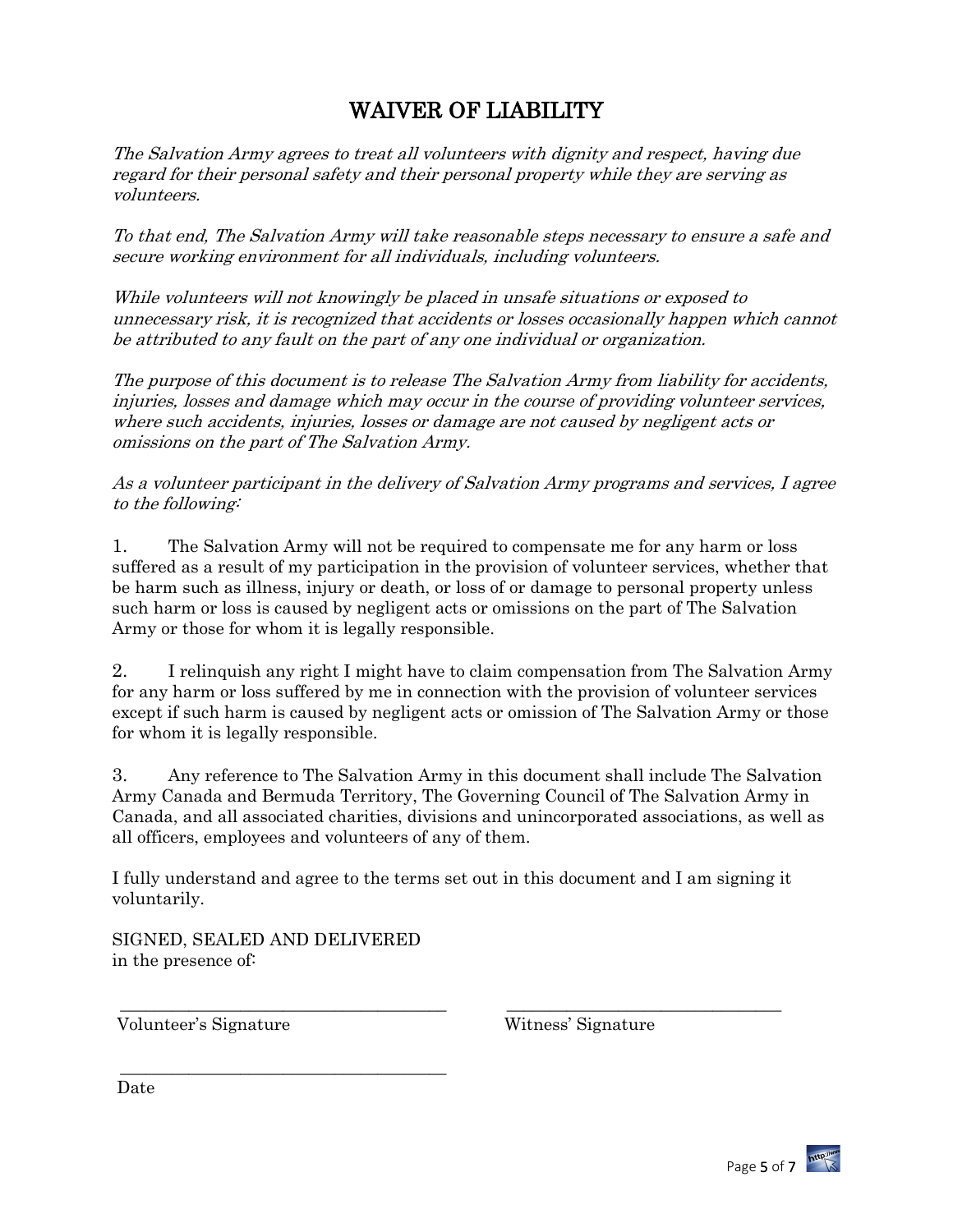# WAIVER OF LIABILITY

*The Salvation Army agrees to treat all volunteers with dignity and respect, having due regard for their personal safety and their personal property while they are serving as volunteers.*

*To that end, The Salvation Army will take reasonable steps necessary to ensure a safe and secure working environment for all individuals, including volunteers.*

*While volunteers will not knowingly be placed in unsafe situations or exposed to unnecessary risk, it is recognized that accidents or losses occasionally happen which cannot be attributed to any fault on the part of any one individual or organization.*

*The purpose of this document is to release The Salvation Army from liability for accidents, injuries, losses and damage which may occur in the course of providing volunteer services, where such accidents, injuries, losses or damage are not caused by negligent acts or omissions on the part of The Salvation Army.*

*As a volunteer participant in the delivery of Salvation Army programs and services, I agree to the following:*

1. The Salvation Army will not be required to compensate me for any harm or loss suffered as a result of my participation in the provision of volunteer services, whether that be harm such as illness, injury or death, or loss of or damage to personal property unless such harm or loss is caused by negligent acts or omissions on the part of The Salvation Army or those for whom it is legally responsible.

2. I relinquish any right I might have to claim compensation from The Salvation Army for any harm or loss suffered by me in connection with the provision of volunteer services except if such harm is caused by negligent acts or omission of The Salvation Army or those for whom it is legally responsible.

3. Any reference to The Salvation Army in this document shall include The Salvation Army Canada and Bermuda Territory, The Governing Council of The Salvation Army in Canada, and all associated charities, divisions and unincorporated associations, as well as all officers, employees and volunteers of any of them.

I fully understand and agree to the terms set out in this document and I am signing it voluntarily.

SIGNED, SEALED AND DELIVERED
in the presence of:

\_\_\_\_\_\_\_\_\_\_\_\_\_\_\_\_\_\_\_\_\_\_\_\_\_\_\_\_\_\_\_\_\_\_\_\_\_\_\_\_ \_\_\_\_\_\_\_\_\_\_\_\_\_\_\_\_\_\_\_\_\_\_\_\_\_\_\_\_\_\_\_\_\_\_
Volunteer's Signature Witness' Signature

\_\_\_\_\_\_\_\_\_\_\_\_\_\_\_\_\_\_\_\_\_\_\_\_\_\_\_\_\_\_\_\_\_\_\_\_\_\_\_\_
Date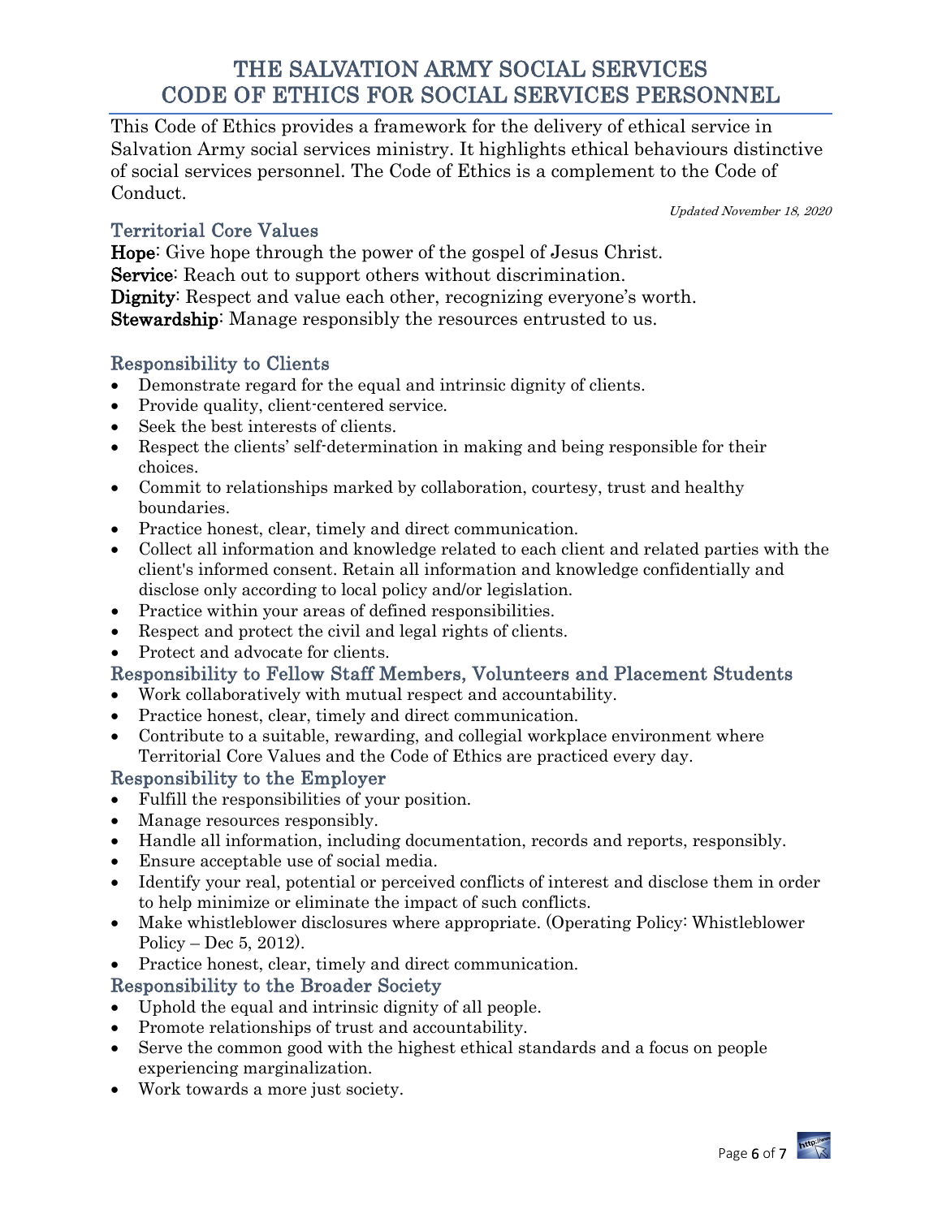# THE SALVATION ARMY SOCIAL SERVICES
# CODE OF ETHICS FOR SOCIAL SERVICES PERSONNEL

This Code of Ethics provides a framework for the delivery of ethical service in Salvation Army social services ministry. It highlights ethical behaviours distinctive of social services personnel. The Code of Ethics is a complement to the Code of Conduct.

*Updated November 18, 2020*

## Territorial Core Values

**Hope**: Give hope through the power of the gospel of Jesus Christ.
**Service**: Reach out to support others without discrimination.
**Dignity**: Respect and value each other, recognizing everyone's worth.
**Stewardship**: Manage responsibly the resources entrusted to us.

## Responsibility to Clients

- Demonstrate regard for the equal and intrinsic dignity of clients.
- Provide quality, client-centered service.
- Seek the best interests of clients.
- Respect the clients' self-determination in making and being responsible for their choices.
- Commit to relationships marked by collaboration, courtesy, trust and healthy boundaries.
- Practice honest, clear, timely and direct communication.
- Collect all information and knowledge related to each client and related parties with the client's informed consent. Retain all information and knowledge confidentially and disclose only according to local policy and/or legislation.
- Practice within your areas of defined responsibilities.
- Respect and protect the civil and legal rights of clients.
- Protect and advocate for clients.

## Responsibility to Fellow Staff Members, Volunteers and Placement Students

- Work collaboratively with mutual respect and accountability.
- Practice honest, clear, timely and direct communication.
- Contribute to a suitable, rewarding, and collegial workplace environment where Territorial Core Values and the Code of Ethics are practiced every day.

## Responsibility to the Employer

- Fulfill the responsibilities of your position.
- Manage resources responsibly.
- Handle all information, including documentation, records and reports, responsibly.
- Ensure acceptable use of social media.
- Identify your real, potential or perceived conflicts of interest and disclose them in order to help minimize or eliminate the impact of such conflicts.
- Make whistleblower disclosures where appropriate. (Operating Policy: Whistleblower Policy – Dec 5, 2012).
- Practice honest, clear, timely and direct communication.

## Responsibility to the Broader Society

- Uphold the equal and intrinsic dignity of all people.
- Promote relationships of trust and accountability.
- Serve the common good with the highest ethical standards and a focus on people experiencing marginalization.
- Work towards a more just society.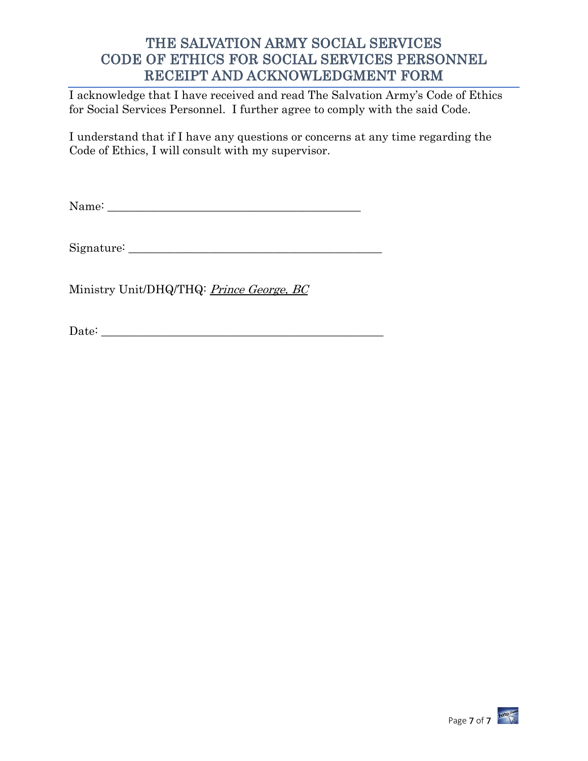# THE SALVATION ARMY SOCIAL SERVICES
# CODE OF ETHICS FOR SOCIAL SERVICES PERSONNEL
# RECEIPT AND ACKNOWLEDGMENT FORM

I acknowledge that I have received and read The Salvation Army's Code of Ethics for Social Services Personnel. I further agree to comply with the said Code.

I understand that if I have any questions or concerns at any time regarding the Code of Ethics, I will consult with my supervisor.

Name: ____________________________________________

Signature: ____________________________________________

Ministry Unit/DHQ/THQ: *Prince George, BC*

Date: __________________________________________________